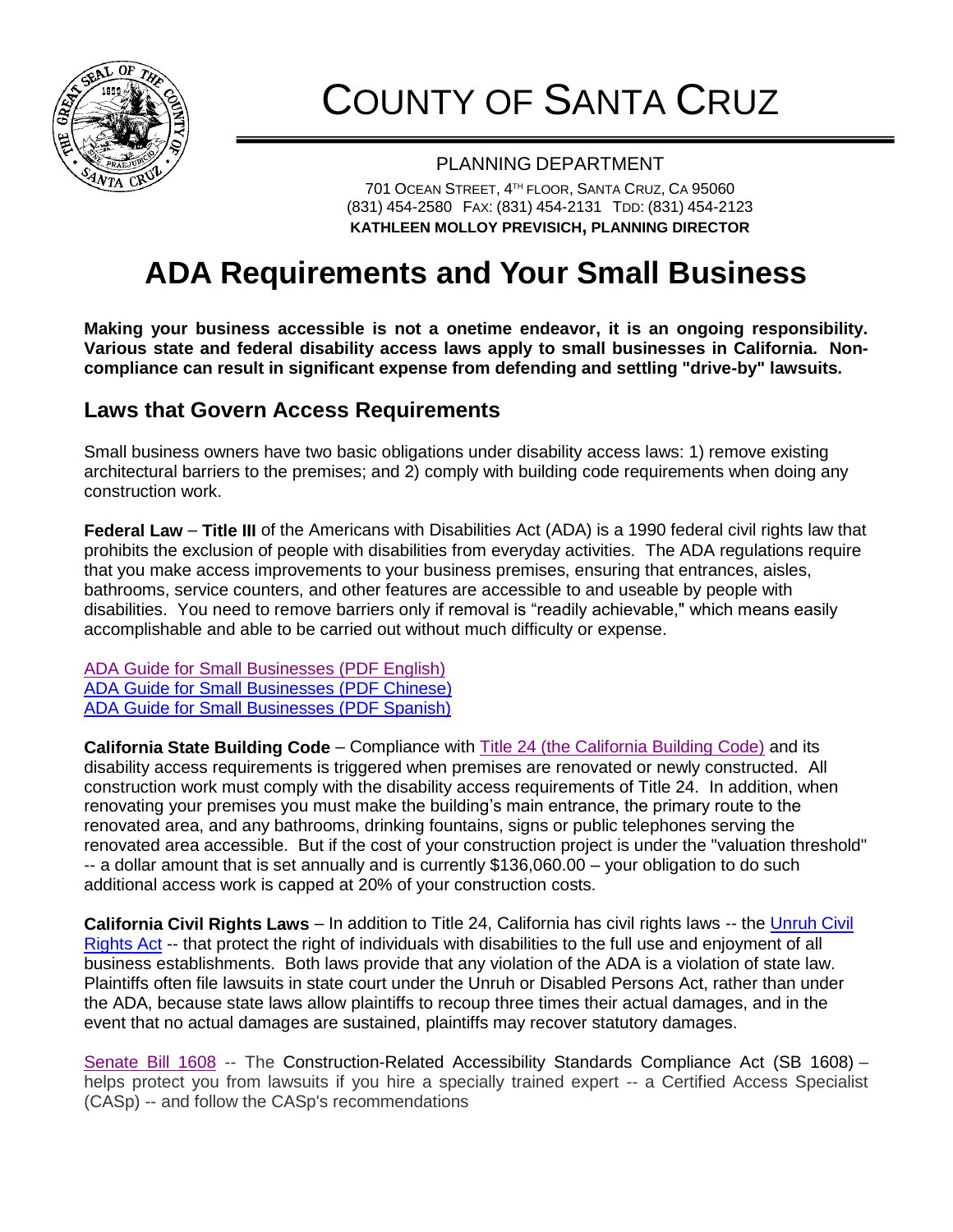// COUNTY OF SANTA CRUZ

PLANNING DEPARTMENT

701 OCEAN STREET, 4TH FLOOR, SANTA CRUZ, CA 95060
(831) 454-2580 FAX: (831) 454-2131 TDD: (831) 454-2123
**KATHLEEN MOLLOY PREVISICH, PLANNING DIRECTOR**

# ADA Requirements and Your Small Business

**Making your business accessible is not a onetime endeavor, it is an ongoing responsibility. Various state and federal disability access laws apply to small businesses in California. Non-compliance can result in significant expense from defending and settling "drive-by" lawsuits.**

## Laws that Govern Access Requirements

Small business owners have two basic obligations under disability access laws: 1) remove existing architectural barriers to the premises; and 2) comply with building code requirements when doing any construction work.

**Federal Law** – **Title III** of the Americans with Disabilities Act (ADA) is a 1990 federal civil rights law that prohibits the exclusion of people with disabilities from everyday activities. The ADA regulations require that you make access improvements to your business premises, ensuring that entrances, aisles, bathrooms, service counters, and other features are accessible to and useable by people with disabilities. You need to remove barriers only if removal is "readily achievable," which means easily accomplishable and able to be carried out without much difficulty or expense.

ADA Guide for Small Businesses (PDF English)
ADA Guide for Small Businesses (PDF Chinese)
ADA Guide for Small Businesses (PDF Spanish)

**California State Building Code** – Compliance with Title 24 (the California Building Code) and its disability access requirements is triggered when premises are renovated or newly constructed. All construction work must comply with the disability access requirements of Title 24. In addition, when renovating your premises you must make the building's main entrance, the primary route to the renovated area, and any bathrooms, drinking fountains, signs or public telephones serving the renovated area accessible. But if the cost of your construction project is under the "valuation threshold" -- a dollar amount that is set annually and is currently $136,060.00 – your obligation to do such additional access work is capped at 20% of your construction costs.

**California Civil Rights Laws** – In addition to Title 24, California has civil rights laws -- the Unruh Civil Rights Act -- that protect the right of individuals with disabilities to the full use and enjoyment of all business establishments. Both laws provide that any violation of the ADA is a violation of state law. Plaintiffs often file lawsuits in state court under the Unruh or Disabled Persons Act, rather than under the ADA, because state laws allow plaintiffs to recoup three times their actual damages, and in the event that no actual damages are sustained, plaintiffs may recover statutory damages.

Senate Bill 1608 -- The Construction-Related Accessibility Standards Compliance Act (SB 1608) – helps protect you from lawsuits if you hire a specially trained expert -- a Certified Access Specialist (CASp) -- and follow the CASp's recommendations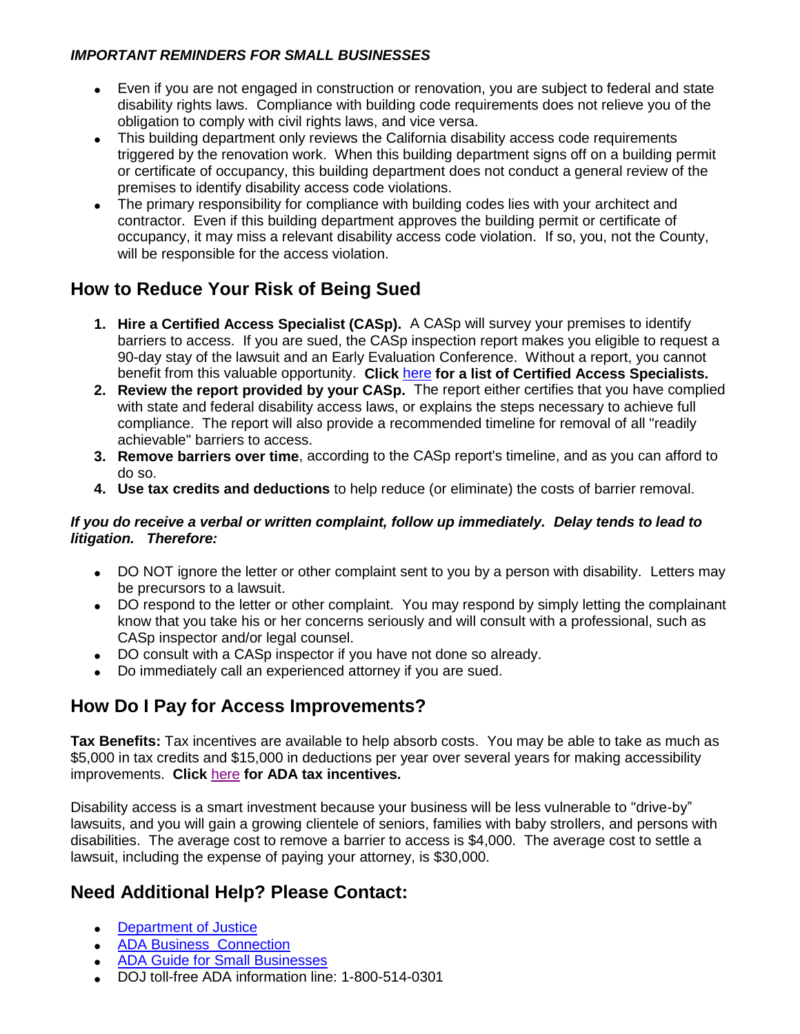***IMPORTANT REMINDERS FOR SMALL BUSINESSES***

- Even if you are not engaged in construction or renovation, you are subject to federal and state disability rights laws. Compliance with building code requirements does not relieve you of the obligation to comply with civil rights laws, and vice versa.
- This building department only reviews the California disability access code requirements triggered by the renovation work. When this building department signs off on a building permit or certificate of occupancy, this building department does not conduct a general review of the premises to identify disability access code violations.
- The primary responsibility for compliance with building codes lies with your architect and contractor. Even if this building department approves the building permit or certificate of occupancy, it may miss a relevant disability access code violation. If so, you, not the County, will be responsible for the access violation.

## How to Reduce Your Risk of Being Sued

1. **Hire a Certified Access Specialist (CASp).** A CASp will survey your premises to identify barriers to access. If you are sued, the CASp inspection report makes you eligible to request a 90-day stay of the lawsuit and an Early Evaluation Conference. Without a report, you cannot benefit from this valuable opportunity. **Click** here **for a list of Certified Access Specialists.**
2. **Review the report provided by your CASp.** The report either certifies that you have complied with state and federal disability access laws, or explains the steps necessary to achieve full compliance. The report will also provide a recommended timeline for removal of all "readily achievable" barriers to access.
3. **Remove barriers over time**, according to the CASp report's timeline, and as you can afford to do so.
4. **Use tax credits and deductions** to help reduce (or eliminate) the costs of barrier removal.

***If you do receive a verbal or written complaint, follow up immediately. Delay tends to lead to litigation. Therefore:***

- DO NOT ignore the letter or other complaint sent to you by a person with disability. Letters may be precursors to a lawsuit.
- DO respond to the letter or other complaint. You may respond by simply letting the complainant know that you take his or her concerns seriously and will consult with a professional, such as CASp inspector and/or legal counsel.
- DO consult with a CASp inspector if you have not done so already.
- Do immediately call an experienced attorney if you are sued.

## How Do I Pay for Access Improvements?

**Tax Benefits:** Tax incentives are available to help absorb costs. You may be able to take as much as $5,000 in tax credits and $15,000 in deductions per year over several years for making accessibility improvements. **Click** here **for ADA tax incentives.**

Disability access is a smart investment because your business will be less vulnerable to "drive-by" lawsuits, and you will gain a growing clientele of seniors, families with baby strollers, and persons with disabilities. The average cost to remove a barrier to access is $4,000. The average cost to settle a lawsuit, including the expense of paying your attorney, is $30,000.

## Need Additional Help? Please Contact:

- Department of Justice
- ADA Business Connection
- ADA Guide for Small Businesses
- DOJ toll-free ADA information line: 1-800-514-0301